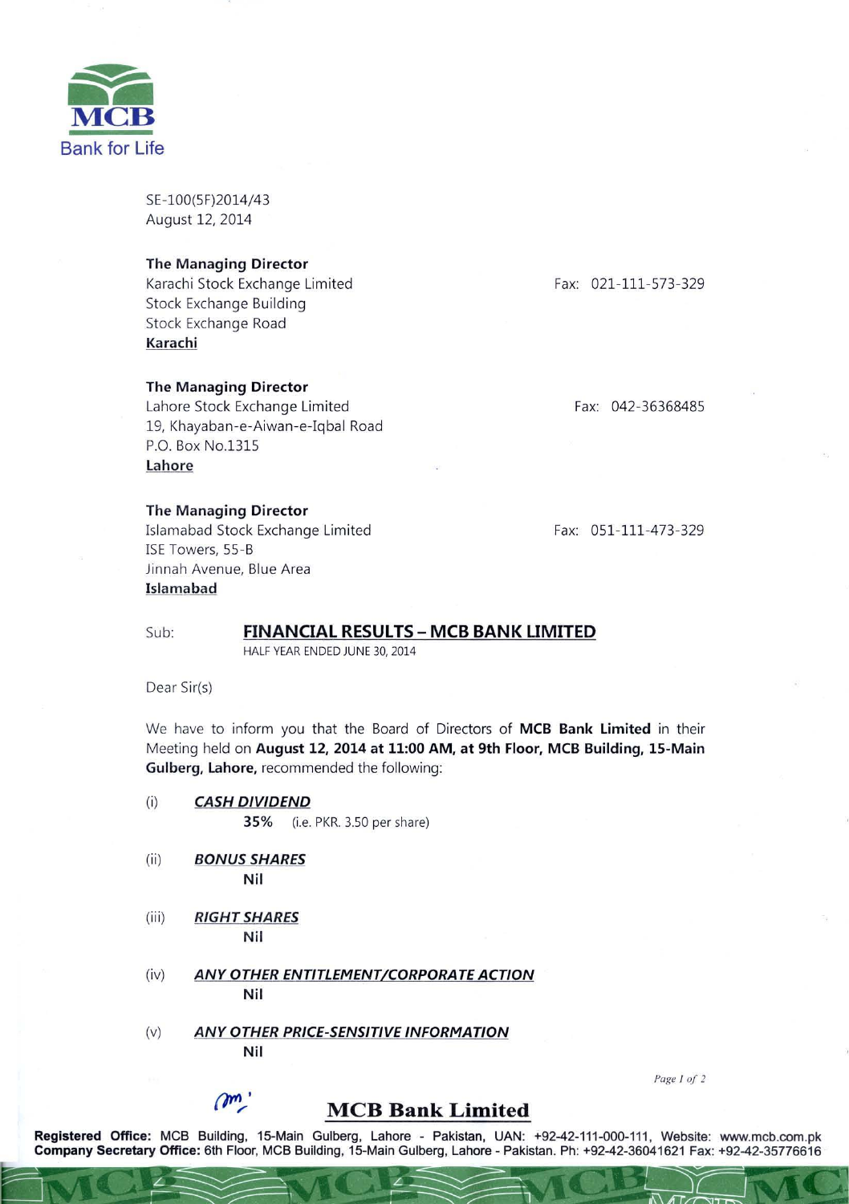MCB
Bank for Life

SE-100(5F)2014/43
August 12, 2014

**The Managing Director**
Karachi Stock Exchange Limited
Stock Exchange Building
Stock Exchange Road
**Karachi**

Fax: 021-111-573-329

**The Managing Director**
Lahore Stock Exchange Limited
19, Khayaban-e-Aiwan-e-Iqbal Road
P.O. Box No.1315
**Lahore**

Fax: 042-36368485

**The Managing Director**
Islamabad Stock Exchange Limited
ISE Towers, 55-B
Jinnah Avenue, Blue Area
**Islamabad**

Fax: 051-111-473-329

Sub: **FINANCIAL RESULTS – MCB BANK LIMITED**
HALF YEAR ENDED JUNE 30, 2014

Dear Sir(s)

We have to inform you that the Board of Directors of **MCB Bank Limited** in their Meeting held on **August 12, 2014 at 11:00 AM, at 9th Floor, MCB Building, 15-Main Gulberg, Lahore,** recommended the following:

(i) ***CASH DIVIDEND***
**35%** (i.e. PKR. 3.50 per share)

(ii) ***BONUS SHARES***
**Nil**

(iii) ***RIGHT SHARES***
**Nil**

(iv) ***ANY OTHER ENTITLEMENT/CORPORATE ACTION***
**Nil**

(v) ***ANY OTHER PRICE-SENSITIVE INFORMATION***
**Nil**

**MCB Bank Limited**

**Registered Office:** MCB Building, 15-Main Gulberg, Lahore - Pakistan, UAN: +92-42-111-000-111, Website: www.mcb.com.pk
**Company Secretary Office:** 6th Floor, MCB Building, 15-Main Gulberg, Lahore - Pakistan. Ph: +92-42-36041621 Fax: +92-42-35776616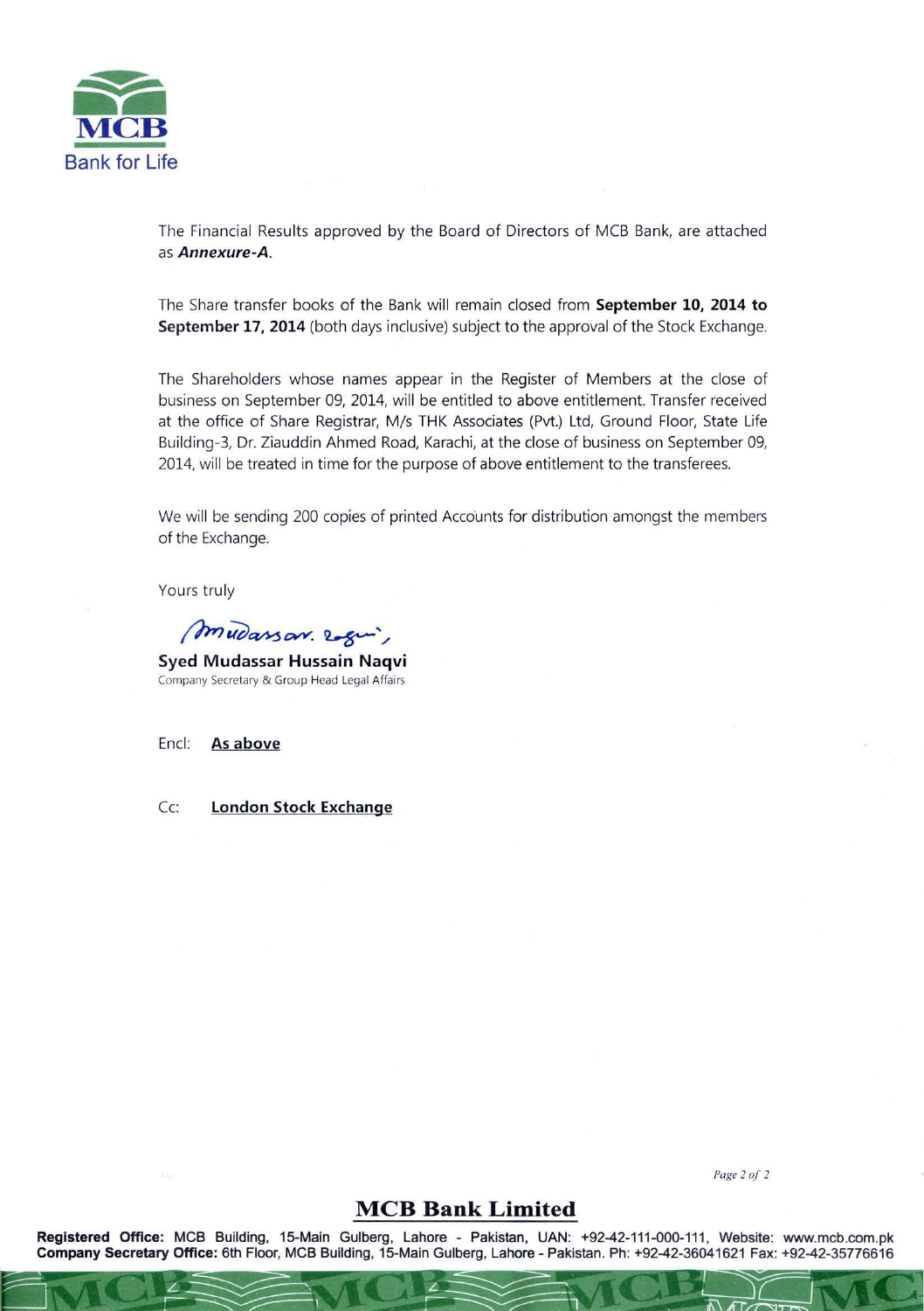The Financial Results approved by the Board of Directors of MCB Bank, are attached as ***Annexure-A***.

The Share transfer books of the Bank will remain closed from **September 10, 2014 to September 17, 2014** (both days inclusive) subject to the approval of the Stock Exchange.

The Shareholders whose names appear in the Register of Members at the close of business on September 09, 2014, will be entitled to above entitlement. Transfer received at the office of Share Registrar, M/s THK Associates (Pvt.) Ltd, Ground Floor, State Life Building-3, Dr. Ziauddin Ahmed Road, Karachi, at the close of business on September 09, 2014, will be treated in time for the purpose of above entitlement to the transferees.

We will be sending 200 copies of printed Accounts for distribution amongst the members of the Exchange.

Yours truly

**Syed Mudassar Hussain Naqvi**
Company Secretary & Group Head Legal Affairs

Encl: **As above**

Cc: **London Stock Exchange**

## MCB Bank Limited

**Registered Office:** MCB Building, 15-Main Gulberg, Lahore - Pakistan, UAN: +92-42-111-000-111, Website: www.mcb.com.pk
**Company Secretary Office:** 6th Floor, MCB Building, 15-Main Gulberg, Lahore - Pakistan. Ph: +92-42-36041621 Fax: +92-42-35776616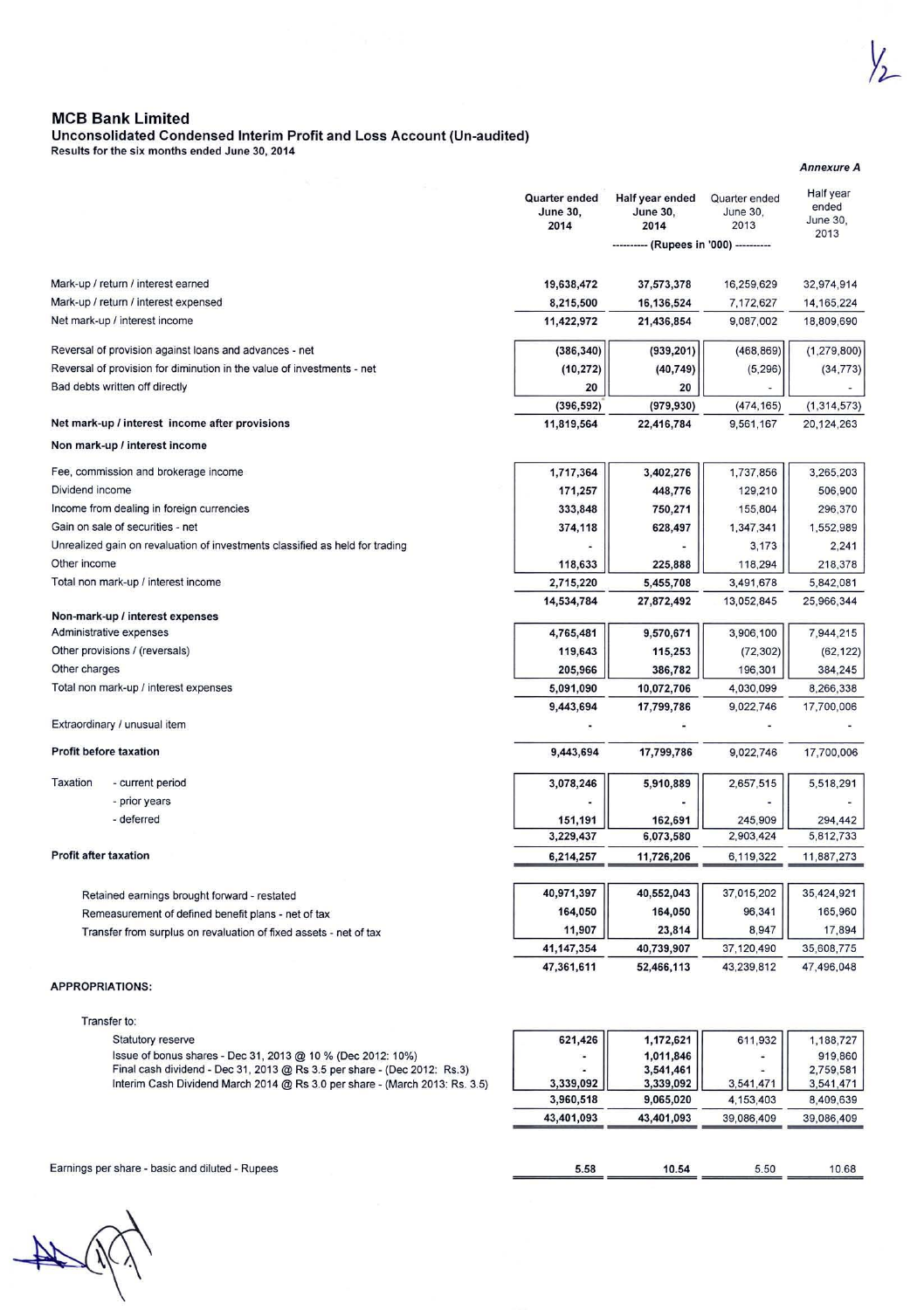## MCB Bank Limited

### Unconsolidated Condensed Interim Profit and Loss Account (Un-audited)

**Results for the six months ended June 30, 2014**

*Annexure A*

| | Quarter ended June 30, 2014 | Half year ended June 30, 2014 | Quarter ended June 30, 2013 | Half year ended June 30, 2013 |
|---|---|---|---|---|
| | ---------- (Rupees in '000) ---------- | | | |
| Mark-up / return / interest earned | 19,638,472 | 37,573,378 | 16,259,629 | 32,974,914 |
| Mark-up / return / interest expensed | 8,215,500 | 16,136,524 | 7,172,627 | 14,165,224 |
| Net mark-up / interest income | 11,422,972 | 21,436,854 | 9,087,002 | 18,809,690 |
| Reversal of provision against loans and advances - net | (386,340) | (939,201) | (468,869) | (1,279,800) |
| Reversal of provision for diminution in the value of investments - net | (10,272) | (40,749) | (5,296) | (34,773) |
| Bad debts written off directly | 20 | 20 | - | - |
| | (396,592) | (979,930) | (474,165) | (1,314,573) |
| **Net mark-up / interest income after provisions** | 11,819,564 | 22,416,784 | 9,561,167 | 20,124,263 |
| **Non mark-up / interest income** | | | | |
| Fee, commission and brokerage income | 1,717,364 | 3,402,276 | 1,737,856 | 3,265,203 |
| Dividend income | 171,257 | 448,776 | 129,210 | 506,900 |
| Income from dealing in foreign currencies | 333,848 | 750,271 | 155,804 | 296,370 |
| Gain on sale of securities - net | 374,118 | 628,497 | 1,347,341 | 1,552,989 |
| Unrealized gain on revaluation of investments classified as held for trading | - | - | 3,173 | 2,241 |
| Other income | 118,633 | 225,888 | 118,294 | 218,378 |
| Total non mark-up / interest income | 2,715,220 | 5,455,708 | 3,491,678 | 5,842,081 |
| | 14,534,784 | 27,872,492 | 13,052,845 | 25,966,344 |
| **Non-mark-up / interest expenses** | | | | |
| Administrative expenses | 4,765,481 | 9,570,671 | 3,906,100 | 7,944,215 |
| Other provisions / (reversals) | 119,643 | 115,253 | (72,302) | (62,122) |
| Other charges | 205,966 | 386,782 | 196,301 | 384,245 |
| Total non mark-up / interest expenses | 5,091,090 | 10,072,706 | 4,030,099 | 8,266,338 |
| | 9,443,694 | 17,799,786 | 9,022,746 | 17,700,006 |
| Extraordinary / unusual item | - | - | - | - |
| **Profit before taxation** | 9,443,694 | 17,799,786 | 9,022,746 | 17,700,006 |
| Taxation - current period | 3,078,246 | 5,910,889 | 2,657,515 | 5,518,291 |
| - prior years | - | - | - | - |
| - deferred | 151,191 | 162,691 | 245,909 | 294,442 |
| | 3,229,437 | 6,073,580 | 2,903,424 | 5,812,733 |
| **Profit after taxation** | 6,214,257 | 11,726,206 | 6,119,322 | 11,887,273 |
| Retained earnings brought forward - restated | 40,971,397 | 40,552,043 | 37,015,202 | 35,424,921 |
| Remeasurement of defined benefit plans - net of tax | 164,050 | 164,050 | 96,341 | 165,960 |
| Transfer from surplus on revaluation of fixed assets - net of tax | 11,907 | 23,814 | 8,947 | 17,894 |
| | 41,147,354 | 40,739,907 | 37,120,490 | 35,608,775 |
| | 47,361,611 | 52,466,113 | 43,239,812 | 47,496,048 |
| **APPROPRIATIONS:** | | | | |
| Transfer to: | | | | |
| Statutory reserve | 621,426 | 1,172,621 | 611,932 | 1,188,727 |
| Issue of bonus shares - Dec 31, 2013 @ 10 % (Dec 2012: 10%) | - | 1,011,846 | - | 919,860 |
| Final cash dividend - Dec 31, 2013 @ Rs 3.5 per share - (Dec 2012: Rs.3) | - | 3,541,461 | - | 2,759,581 |
| Interim Cash Dividend March 2014 @ Rs 3.0 per share - (March 2013: Rs. 3.5) | 3,339,092 | 3,339,092 | 3,541,471 | 3,541,471 |
| | 3,960,518 | 9,065,020 | 4,153,403 | 8,409,639 |
| | 43,401,093 | 43,401,093 | 39,086,409 | 39,086,409 |
| Earnings per share - basic and diluted - Rupees | 5.58 | 10.54 | 5.50 | 10.68 |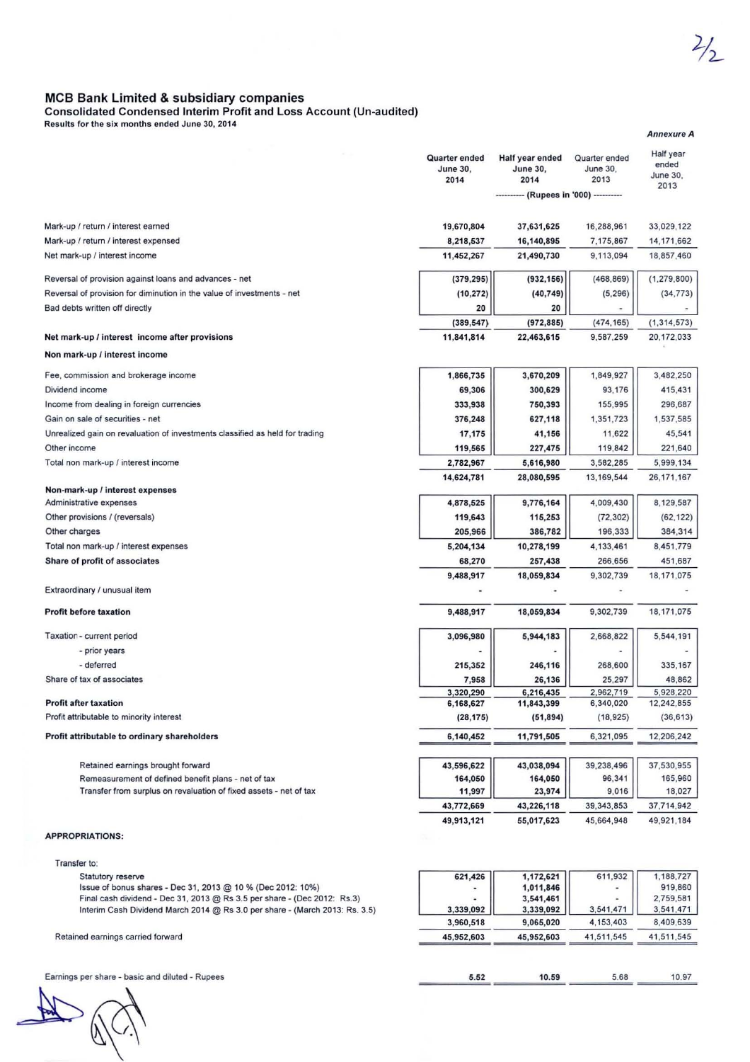## MCB Bank Limited & subsidiary companies
### Consolidated Condensed Interim Profit and Loss Account (Un-audited)
**Results for the six months ended June 30, 2014**

*Annexure A*

| | Quarter ended June 30, 2014 | Half year ended June 30, 2014 | Quarter ended June 30, 2013 | Half year ended June 30, 2013 |
|---|---|---|---|---|
| | ---------- (Rupees in '000) ---------- | | | |
| Mark-up / return / interest earned | 19,670,804 | 37,631,625 | 16,288,961 | 33,029,122 |
| Mark-up / return / interest expensed | 8,218,537 | 16,140,895 | 7,175,867 | 14,171,662 |
| Net mark-up / interest income | 11,452,267 | 21,490,730 | 9,113,094 | 18,857,460 |
| Reversal of provision against loans and advances - net | (379,295) | (932,156) | (468,869) | (1,279,800) |
| Reversal of provision for diminution in the value of investments - net | (10,272) | (40,749) | (5,296) | (34,773) |
| Bad debts written off directly | 20 | 20 | - | - |
| | (389,547) | (972,885) | (474,165) | (1,314,573) |
| **Net mark-up / interest income after provisions** | 11,841,814 | 22,463,615 | 9,587,259 | 20,172,033 |
| **Non mark-up / interest income** | | | | |
| Fee, commission and brokerage income | 1,866,735 | 3,670,209 | 1,849,927 | 3,482,250 |
| Dividend income | 69,306 | 300,629 | 93,176 | 415,431 |
| Income from dealing in foreign currencies | 333,938 | 750,393 | 155,995 | 296,687 |
| Gain on sale of securities - net | 376,248 | 627,118 | 1,351,723 | 1,537,585 |
| Unrealized gain on revaluation of investments classified as held for trading | 17,175 | 41,156 | 11,622 | 45,541 |
| Other income | 119,565 | 227,475 | 119,842 | 221,640 |
| Total non mark-up / interest income | 2,782,967 | 5,616,980 | 3,582,285 | 5,999,134 |
| | 14,624,781 | 28,080,595 | 13,169,544 | 26,171,167 |
| **Non-mark-up / interest expenses** | | | | |
| Administrative expenses | 4,878,525 | 9,776,164 | 4,009,430 | 8,129,587 |
| Other provisions / (reversals) | 119,643 | 115,253 | (72,302) | (62,122) |
| Other charges | 205,966 | 386,782 | 196,333 | 384,314 |
| Total non mark-up / interest expenses | 5,204,134 | 10,278,199 | 4,133,461 | 8,451,779 |
| **Share of profit of associates** | 68,270 | 257,438 | 266,656 | 451,687 |
| | 9,488,917 | 18,059,834 | 9,302,739 | 18,171,075 |
| Extraordinary / unusual item | - | - | - | - |
| **Profit before taxation** | 9,488,917 | 18,059,834 | 9,302,739 | 18,171,075 |
| Taxation - current period | 3,096,980 | 5,944,183 | 2,668,822 | 5,544,191 |
| - prior years | - | - | - | - |
| - deferred | 215,352 | 246,116 | 268,600 | 335,167 |
| Share of tax of associates | 7,958 | 26,136 | 25,297 | 48,862 |
| | 3,320,290 | 6,216,435 | 2,962,719 | 5,928,220 |
| **Profit after taxation** | 6,168,627 | 11,843,399 | 6,340,020 | 12,242,855 |
| Profit attributable to minority interest | (28,175) | (51,894) | (18,925) | (36,613) |
| **Profit attributable to ordinary shareholders** | 6,140,452 | 11,791,505 | 6,321,095 | 12,206,242 |
| Retained earnings brought forward | 43,596,622 | 43,038,094 | 39,238,496 | 37,530,955 |
| Remeasurement of defined benefit plans - net of tax | 164,050 | 164,050 | 96,341 | 165,960 |
| Transfer from surplus on revaluation of fixed assets - net of tax | 11,997 | 23,974 | 9,016 | 18,027 |
| | 43,772,669 | 43,226,118 | 39,343,853 | 37,714,942 |
| | 49,913,121 | 55,017,623 | 45,664,948 | 49,921,184 |
| **APPROPRIATIONS:** | | | | |
| Transfer to: | | | | |
| Statutory reserve | 621,426 | 1,172,621 | 611,932 | 1,188,727 |
| Issue of bonus shares - Dec 31, 2013 @ 10 % (Dec 2012: 10%) | - | 1,011,846 | - | 919,860 |
| Final cash dividend - Dec 31, 2013 @ Rs 3.5 per share - (Dec 2012: Rs.3) | - | 3,541,461 | - | 2,759,581 |
| Interim Cash Dividend March 2014 @ Rs 3.0 per share - (March 2013: Rs. 3.5) | 3,339,092 | 3,339,092 | 3,541,471 | 3,541,471 |
| | 3,960,518 | 9,065,020 | 4,153,403 | 8,409,639 |
| Retained earnings carried forward | 45,952,603 | 45,952,603 | 41,511,545 | 41,511,545 |
| Earnings per share - basic and diluted - Rupees | 5.52 | 10.59 | 5.68 | 10.97 |